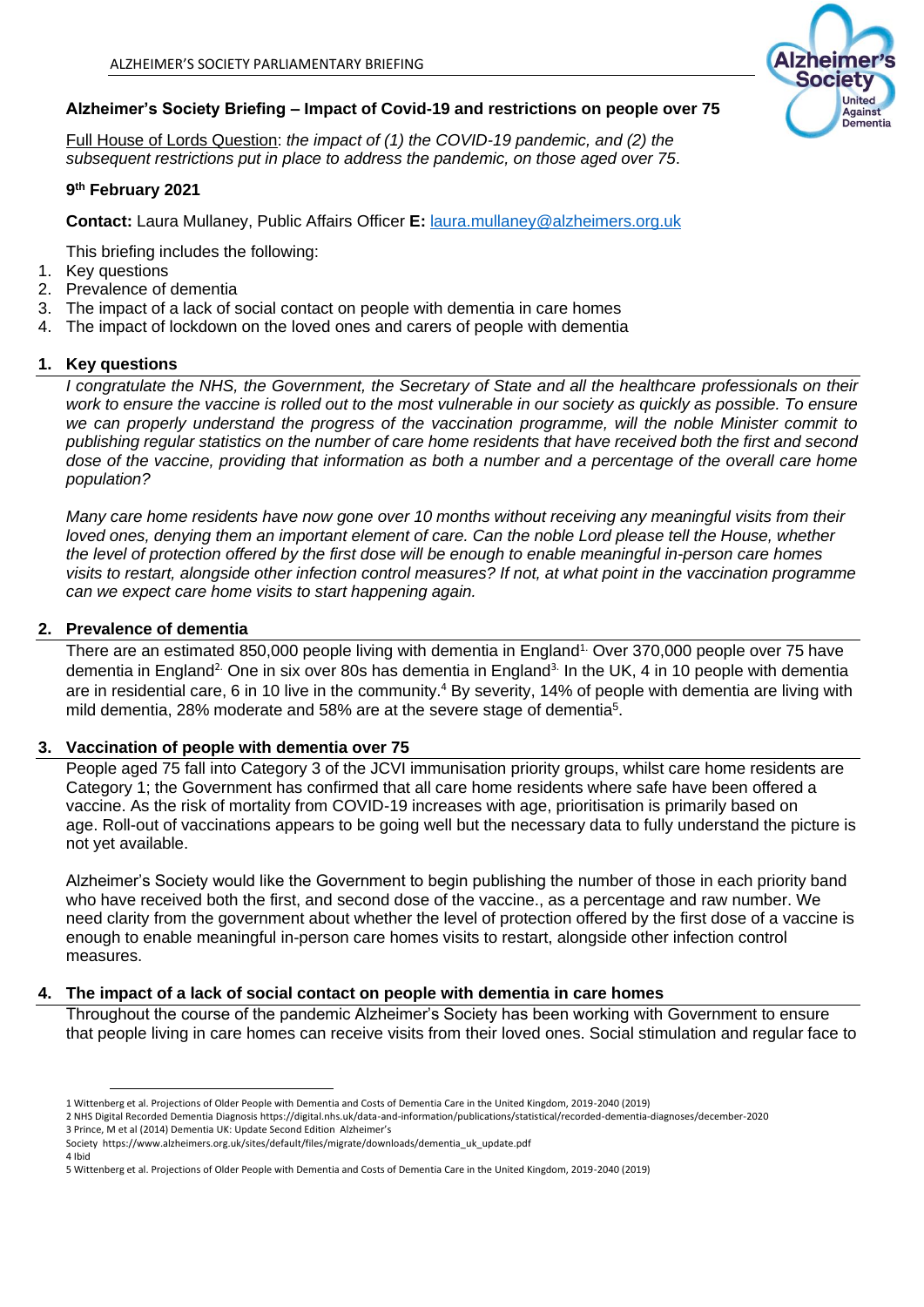**Alzheimer's Society Briefing – Impact of Covid-19 and restrictions on people over 75**

Full House of Lords Question: *the impact of (1) the COVID-19 pandemic, and (2) the subsequent restrictions put in place to address the pandemic, on those aged over 75*.

**9th February 2021**

**Contact:** Laura Mullaney, Public Affairs Officer **E:** laura.mullaney@alzheimers.org.uk

This briefing includes the following:

1. Key questions
2. Prevalence of dementia
3. The impact of a lack of social contact on people with dementia in care homes
4. The impact of lockdown on the loved ones and carers of people with dementia

## 1. Key questions

*I congratulate the NHS, the Government, the Secretary of State and all the healthcare professionals on their work to ensure the vaccine is rolled out to the most vulnerable in our society as quickly as possible. To ensure we can properly understand the progress of the vaccination programme, will the noble Minister commit to publishing regular statistics on the number of care home residents that have received both the first and second dose of the vaccine, providing that information as both a number and a percentage of the overall care home population?*

*Many care home residents have now gone over 10 months without receiving any meaningful visits from their loved ones, denying them an important element of care. Can the noble Lord please tell the House, whether the level of protection offered by the first dose will be enough to enable meaningful in-person care homes visits to restart, alongside other infection control measures? If not, at what point in the vaccination programme can we expect care home visits to start happening again.*

## 2. Prevalence of dementia

There are an estimated 850,000 people living with dementia in England[1]. Over 370,000 people over 75 have dementia in England[2]. One in six over 80s has dementia in England[3]. In the UK, 4 in 10 people with dementia are in residential care, 6 in 10 live in the community.[4] By severity, 14% of people with dementia are living with mild dementia, 28% moderate and 58% are at the severe stage of dementia[5].

## 3. Vaccination of people with dementia over 75

People aged 75 fall into Category 3 of the JCVI immunisation priority groups, whilst care home residents are Category 1; the Government has confirmed that all care home residents where safe have been offered a vaccine. As the risk of mortality from COVID-19 increases with age, prioritisation is primarily based on age. Roll-out of vaccinations appears to be going well but the necessary data to fully understand the picture is not yet available.

Alzheimer's Society would like the Government to begin publishing the number of those in each priority band who have received both the first, and second dose of the vaccine., as a percentage and raw number. We need clarity from the government about whether the level of protection offered by the first dose of a vaccine is enough to enable meaningful in-person care homes visits to restart, alongside other infection control measures.

## 4. The impact of a lack of social contact on people with dementia in care homes

Throughout the course of the pandemic Alzheimer's Society has been working with Government to ensure that people living in care homes can receive visits from their loved ones. Social stimulation and regular face to

---

1 Wittenberg et al. Projections of Older People with Dementia and Costs of Dementia Care in the United Kingdom, 2019-2040 (2019)
2 NHS Digital Recorded Dementia Diagnosis https://digital.nhs.uk/data-and-information/publications/statistical/recorded-dementia-diagnoses/december-2020
3 Prince, M et al (2014) Dementia UK: Update Second Edition Alzheimer's Society https://www.alzheimers.org.uk/sites/default/files/migrate/downloads/dementia_uk_update.pdf
4 Ibid
5 Wittenberg et al. Projections of Older People with Dementia and Costs of Dementia Care in the United Kingdom, 2019-2040 (2019)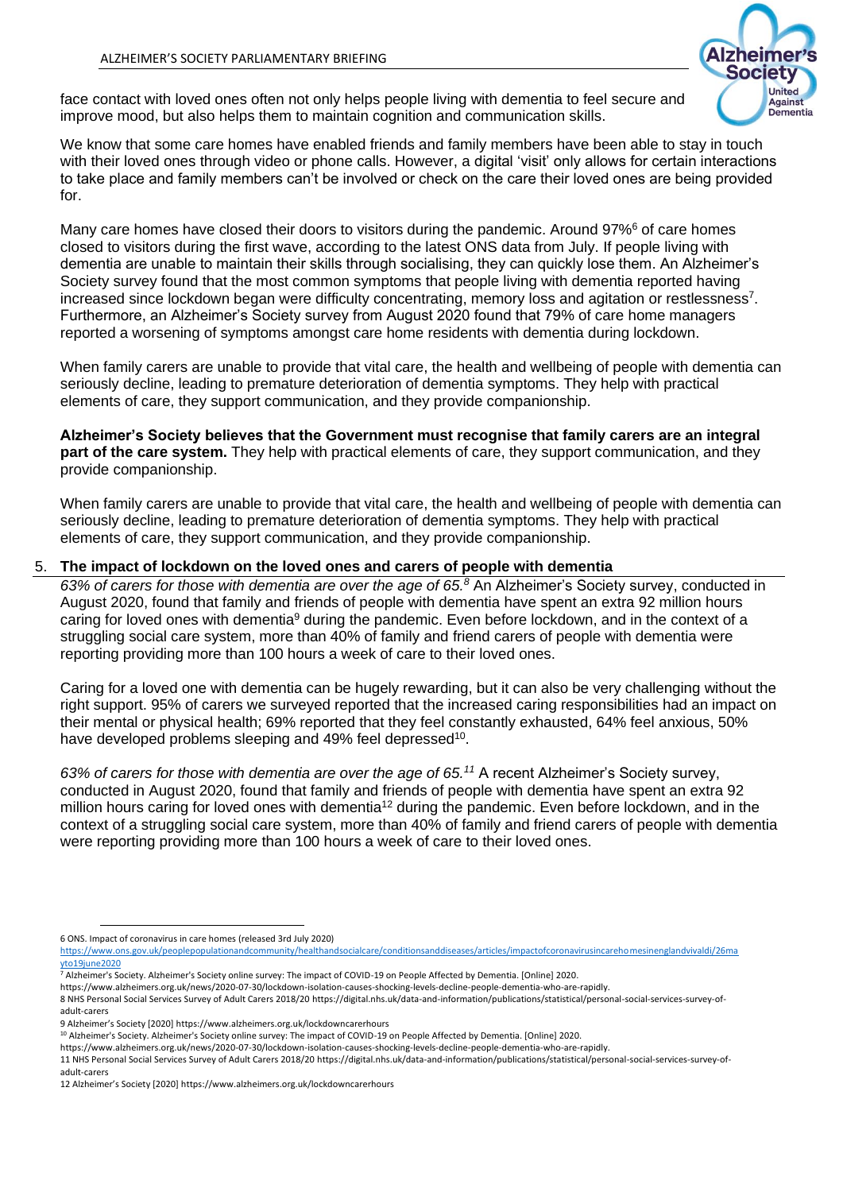face contact with loved ones often not only helps people living with dementia to feel secure and improve mood, but also helps them to maintain cognition and communication skills.

We know that some care homes have enabled friends and family members have been able to stay in touch with their loved ones through video or phone calls. However, a digital 'visit' only allows for certain interactions to take place and family members can't be involved or check on the care their loved ones are being provided for.

Many care homes have closed their doors to visitors during the pandemic. Around 97%[6] of care homes closed to visitors during the first wave, according to the latest ONS data from July. If people living with dementia are unable to maintain their skills through socialising, they can quickly lose them. An Alzheimer's Society survey found that the most common symptoms that people living with dementia reported having increased since lockdown began were difficulty concentrating, memory loss and agitation or restlessness[7]. Furthermore, an Alzheimer's Society survey from August 2020 found that 79% of care home managers reported a worsening of symptoms amongst care home residents with dementia during lockdown.

When family carers are unable to provide that vital care, the health and wellbeing of people with dementia can seriously decline, leading to premature deterioration of dementia symptoms. They help with practical elements of care, they support communication, and they provide companionship.

**Alzheimer's Society believes that the Government must recognise that family carers are an integral part of the care system.** They help with practical elements of care, they support communication, and they provide companionship.

When family carers are unable to provide that vital care, the health and wellbeing of people with dementia can seriously decline, leading to premature deterioration of dementia symptoms. They help with practical elements of care, they support communication, and they provide companionship.

## 5. The impact of lockdown on the loved ones and carers of people with dementia

*63% of carers for those with dementia are over the age of 65.*[8] An Alzheimer's Society survey, conducted in August 2020, found that family and friends of people with dementia have spent an extra 92 million hours caring for loved ones with dementia[9] during the pandemic. Even before lockdown, and in the context of a struggling social care system, more than 40% of family and friend carers of people with dementia were reporting providing more than 100 hours a week of care to their loved ones.

Caring for a loved one with dementia can be hugely rewarding, but it can also be very challenging without the right support. 95% of carers we surveyed reported that the increased caring responsibilities had an impact on their mental or physical health; 69% reported that they feel constantly exhausted, 64% feel anxious, 50% have developed problems sleeping and 49% feel depressed[10].

*63% of carers for those with dementia are over the age of 65.*[11] A recent Alzheimer's Society survey, conducted in August 2020, found that family and friends of people with dementia have spent an extra 92 million hours caring for loved ones with dementia[12] during the pandemic. Even before lockdown, and in the context of a struggling social care system, more than 40% of family and friend carers of people with dementia were reporting providing more than 100 hours a week of care to their loved ones.

---

6 ONS. Impact of coronavirus in care homes (released 3rd July 2020) https://www.ons.gov.uk/peoplepopulationandcommunity/healthandsocialcare/conditionsanddiseases/articles/impactofcoronavirusincarehomesinenglandvivaldi/26mayto19june2020

7 Alzheimer's Society. Alzheimer's Society online survey: The impact of COVID-19 on People Affected by Dementia. [Online] 2020. https://www.alzheimers.org.uk/news/2020-07-30/lockdown-isolation-causes-shocking-levels-decline-people-dementia-who-are-rapidly.

8 NHS Personal Social Services Survey of Adult Carers 2018/20 https://digital.nhs.uk/data-and-information/publications/statistical/personal-social-services-survey-of-adult-carers

9 Alzheimer's Society [2020] https://www.alzheimers.org.uk/lockdowncarerhours

10 Alzheimer's Society. Alzheimer's Society online survey: The impact of COVID-19 on People Affected by Dementia. [Online] 2020. https://www.alzheimers.org.uk/news/2020-07-30/lockdown-isolation-causes-shocking-levels-decline-people-dementia-who-are-rapidly.

11 NHS Personal Social Services Survey of Adult Carers 2018/20 https://digital.nhs.uk/data-and-information/publications/statistical/personal-social-services-survey-of-adult-carers

12 Alzheimer's Society [2020] https://www.alzheimers.org.uk/lockdowncarerhours